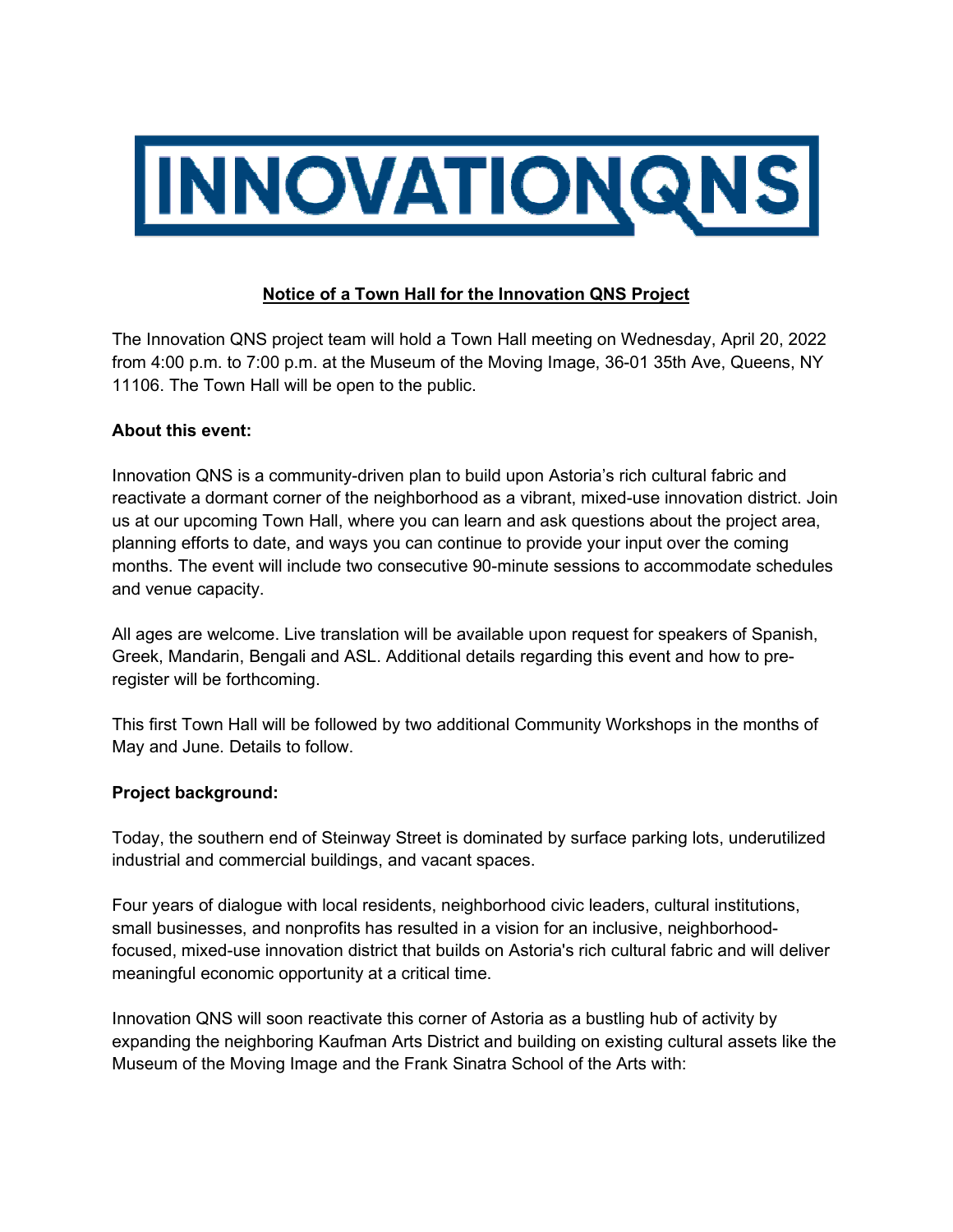# INNOVATIONQNS

**Notice of a Town Hall for the Innovation QNS Project**

The Innovation QNS project team will hold a Town Hall meeting on Wednesday, April 20, 2022 from 4:00 p.m. to 7:00 p.m. at the Museum of the Moving Image, 36-01 35th Ave, Queens, NY 11106. The Town Hall will be open to the public.

**About this event:**

Innovation QNS is a community-driven plan to build upon Astoria's rich cultural fabric and reactivate a dormant corner of the neighborhood as a vibrant, mixed-use innovation district. Join us at our upcoming Town Hall, where you can learn and ask questions about the project area, planning efforts to date, and ways you can continue to provide your input over the coming months. The event will include two consecutive 90-minute sessions to accommodate schedules and venue capacity.

All ages are welcome. Live translation will be available upon request for speakers of Spanish, Greek, Mandarin, Bengali and ASL. Additional details regarding this event and how to pre-register will be forthcoming.

This first Town Hall will be followed by two additional Community Workshops in the months of May and June. Details to follow.

**Project background:**

Today, the southern end of Steinway Street is dominated by surface parking lots, underutilized industrial and commercial buildings, and vacant spaces.

Four years of dialogue with local residents, neighborhood civic leaders, cultural institutions, small businesses, and nonprofits has resulted in a vision for an inclusive, neighborhood-focused, mixed-use innovation district that builds on Astoria's rich cultural fabric and will deliver meaningful economic opportunity at a critical time.

Innovation QNS will soon reactivate this corner of Astoria as a bustling hub of activity by expanding the neighboring Kaufman Arts District and building on existing cultural assets like the Museum of the Moving Image and the Frank Sinatra School of the Arts with: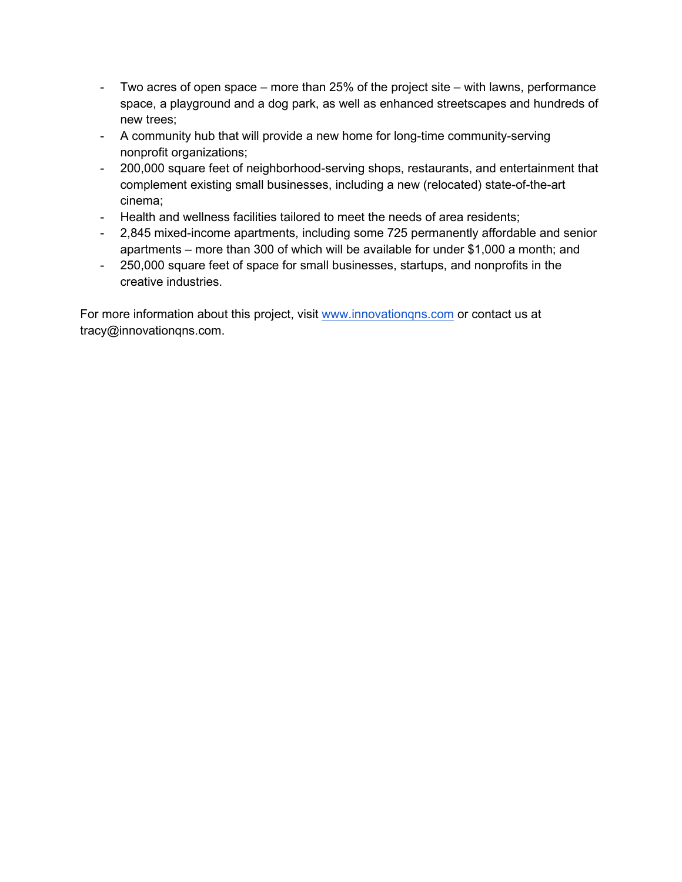- Two acres of open space – more than 25% of the project site – with lawns, performance space, a playground and a dog park, as well as enhanced streetscapes and hundreds of new trees;
- A community hub that will provide a new home for long-time community-serving nonprofit organizations;
- 200,000 square feet of neighborhood-serving shops, restaurants, and entertainment that complement existing small businesses, including a new (relocated) state-of-the-art cinema;
- Health and wellness facilities tailored to meet the needs of area residents;
- 2,845 mixed-income apartments, including some 725 permanently affordable and senior apartments – more than 300 of which will be available for under $1,000 a month; and
- 250,000 square feet of space for small businesses, startups, and nonprofits in the creative industries.

For more information about this project, visit [www.innovationqns.com](http://www.innovationqns.com) or contact us at tracy@innovationqns.com.